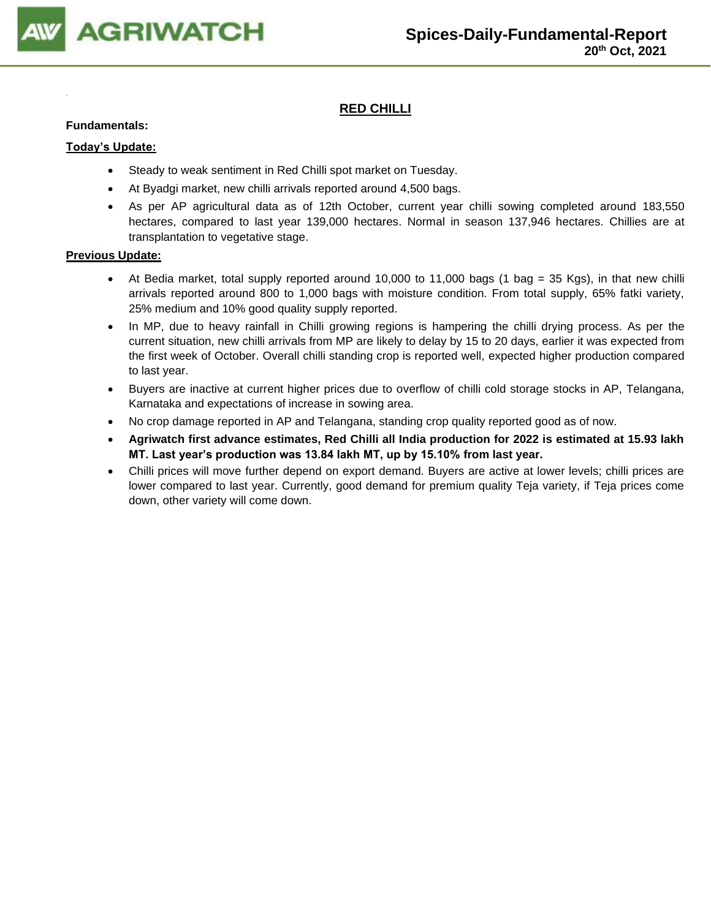# Spices-Daily-Fundamental-Report

**20th Oct, 2021**

## RED CHILLI

**Fundamentals:**

**Today's Update:**

- Steady to weak sentiment in Red Chilli spot market on Tuesday.
- At Byadgi market, new chilli arrivals reported around 4,500 bags.
- As per AP agricultural data as of 12th October, current year chilli sowing completed around 183,550 hectares, compared to last year 139,000 hectares. Normal in season 137,946 hectares. Chillies are at transplantation to vegetative stage.

**Previous Update:**

- At Bedia market, total supply reported around 10,000 to 11,000 bags (1 bag = 35 Kgs), in that new chilli arrivals reported around 800 to 1,000 bags with moisture condition. From total supply, 65% fatki variety, 25% medium and 10% good quality supply reported.
- In MP, due to heavy rainfall in Chilli growing regions is hampering the chilli drying process. As per the current situation, new chilli arrivals from MP are likely to delay by 15 to 20 days, earlier it was expected from the first week of October. Overall chilli standing crop is reported well, expected higher production compared to last year.
- Buyers are inactive at current higher prices due to overflow of chilli cold storage stocks in AP, Telangana, Karnataka and expectations of increase in sowing area.
- No crop damage reported in AP and Telangana, standing crop quality reported good as of now.
- **Agriwatch first advance estimates, Red Chilli all India production for 2022 is estimated at 15.93 lakh MT. Last year's production was 13.84 lakh MT, up by 15.10% from last year.**
- Chilli prices will move further depend on export demand. Buyers are active at lower levels; chilli prices are lower compared to last year. Currently, good demand for premium quality Teja variety, if Teja prices come down, other variety will come down.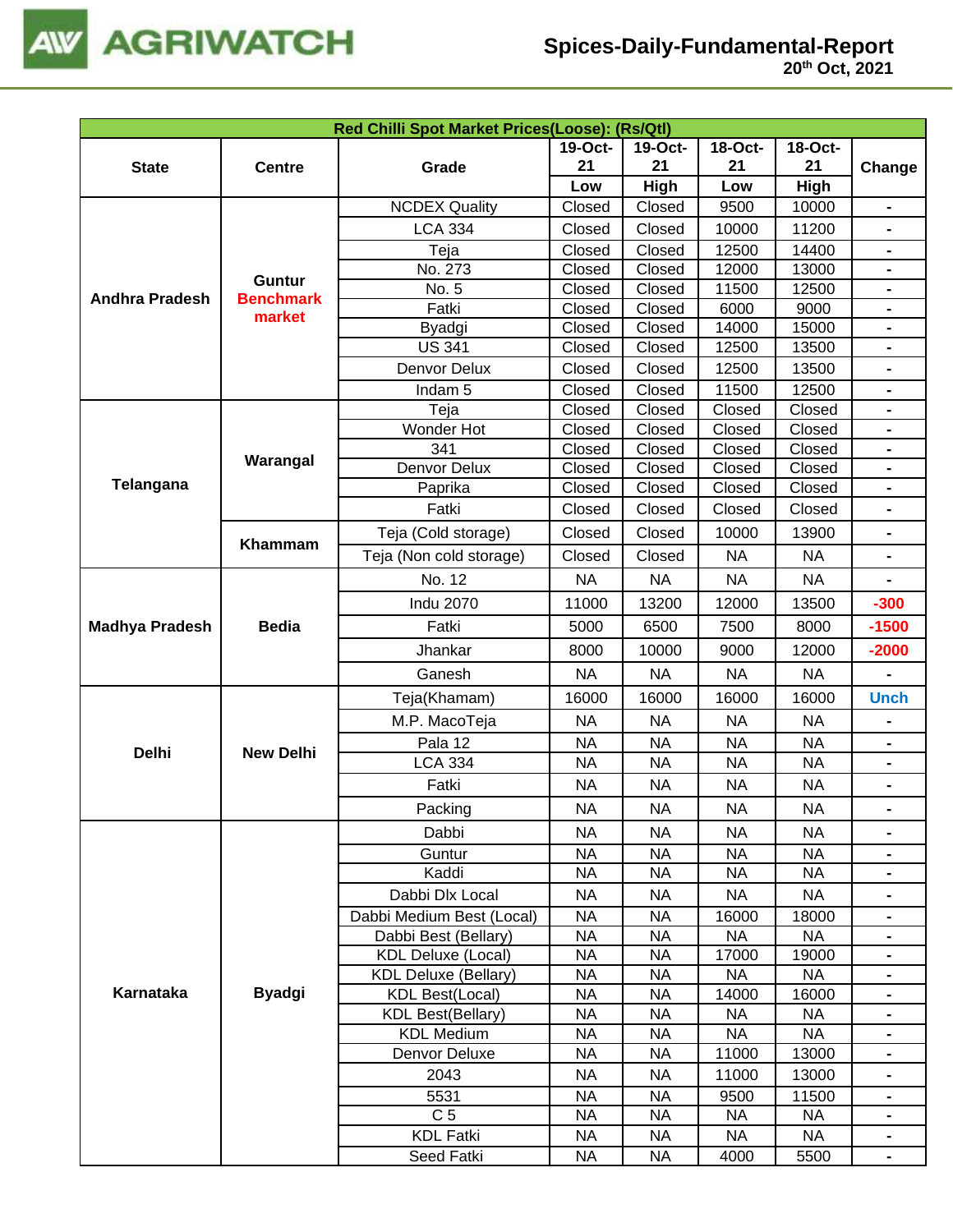| Red Chilli Spot Market Prices(Loose): (Rs/Qtl) | | | | | | | |
|---|---|---|---|---|---|---|---|
| State | Centre | Grade | 19-Oct-21 Low | 19-Oct-21 High | 18-Oct-21 Low | 18-Oct-21 High | Change |
| Andhra Pradesh | Guntur Benchmark market | NCDEX Quality | Closed | Closed | 9500 | 10000 | - |
| | | LCA 334 | Closed | Closed | 10000 | 11200 | - |
| | | Teja | Closed | Closed | 12500 | 14400 | - |
| | | No. 273 | Closed | Closed | 12000 | 13000 | - |
| | | No. 5 | Closed | Closed | 11500 | 12500 | - |
| | | Fatki | Closed | Closed | 6000 | 9000 | - |
| | | Byadgi | Closed | Closed | 14000 | 15000 | - |
| | | US 341 | Closed | Closed | 12500 | 13500 | - |
| | | Denvor Delux | Closed | Closed | 12500 | 13500 | - |
| | | Indam 5 | Closed | Closed | 11500 | 12500 | - |
| Telangana | Warangal | Teja | Closed | Closed | Closed | Closed | - |
| | | Wonder Hot | Closed | Closed | Closed | Closed | - |
| | | 341 | Closed | Closed | Closed | Closed | - |
| | | Denvor Delux | Closed | Closed | Closed | Closed | - |
| | | Paprika | Closed | Closed | Closed | Closed | - |
| | | Fatki | Closed | Closed | Closed | Closed | - |
| | Khammam | Teja (Cold storage) | Closed | Closed | 10000 | 13900 | - |
| | | Teja (Non cold storage) | Closed | Closed | NA | NA | - |
| Madhya Pradesh | Bedia | No. 12 | NA | NA | NA | NA | - |
| | | Indu 2070 | 11000 | 13200 | 12000 | 13500 | -300 |
| | | Fatki | 5000 | 6500 | 7500 | 8000 | -1500 |
| | | Jhankar | 8000 | 10000 | 9000 | 12000 | -2000 |
| | | Ganesh | NA | NA | NA | NA | - |
| Delhi | New Delhi | Teja(Khamam) | 16000 | 16000 | 16000 | 16000 | Unch |
| | | M.P. MacoTeja | NA | NA | NA | NA | - |
| | | Pala 12 | NA | NA | NA | NA | - |
| | | LCA 334 | NA | NA | NA | NA | - |
| | | Fatki | NA | NA | NA | NA | - |
| | | Packing | NA | NA | NA | NA | - |
| Karnataka | Byadgi | Dabbi | NA | NA | NA | NA | - |
| | | Guntur | NA | NA | NA | NA | - |
| | | Kaddi | NA | NA | NA | NA | - |
| | | Dabbi Dlx Local | NA | NA | NA | NA | - |
| | | Dabbi Medium Best (Local) | NA | NA | 16000 | 18000 | - |
| | | Dabbi Best (Bellary) | NA | NA | NA | NA | - |
| | | KDL Deluxe (Local) | NA | NA | 17000 | 19000 | - |
| | | KDL Deluxe (Bellary) | NA | NA | NA | NA | - |
| | | KDL Best(Local) | NA | NA | 14000 | 16000 | - |
| | | KDL Best(Bellary) | NA | NA | NA | NA | - |
| | | KDL Medium | NA | NA | NA | NA | - |
| | | Denvor Deluxe | NA | NA | 11000 | 13000 | - |
| | | 2043 | NA | NA | 11000 | 13000 | - |
| | | 5531 | NA | NA | 9500 | 11500 | - |
| | | C 5 | NA | NA | NA | NA | - |
| | | KDL Fatki | NA | NA | NA | NA | - |
| | | Seed Fatki | NA | NA | 4000 | 5500 | - |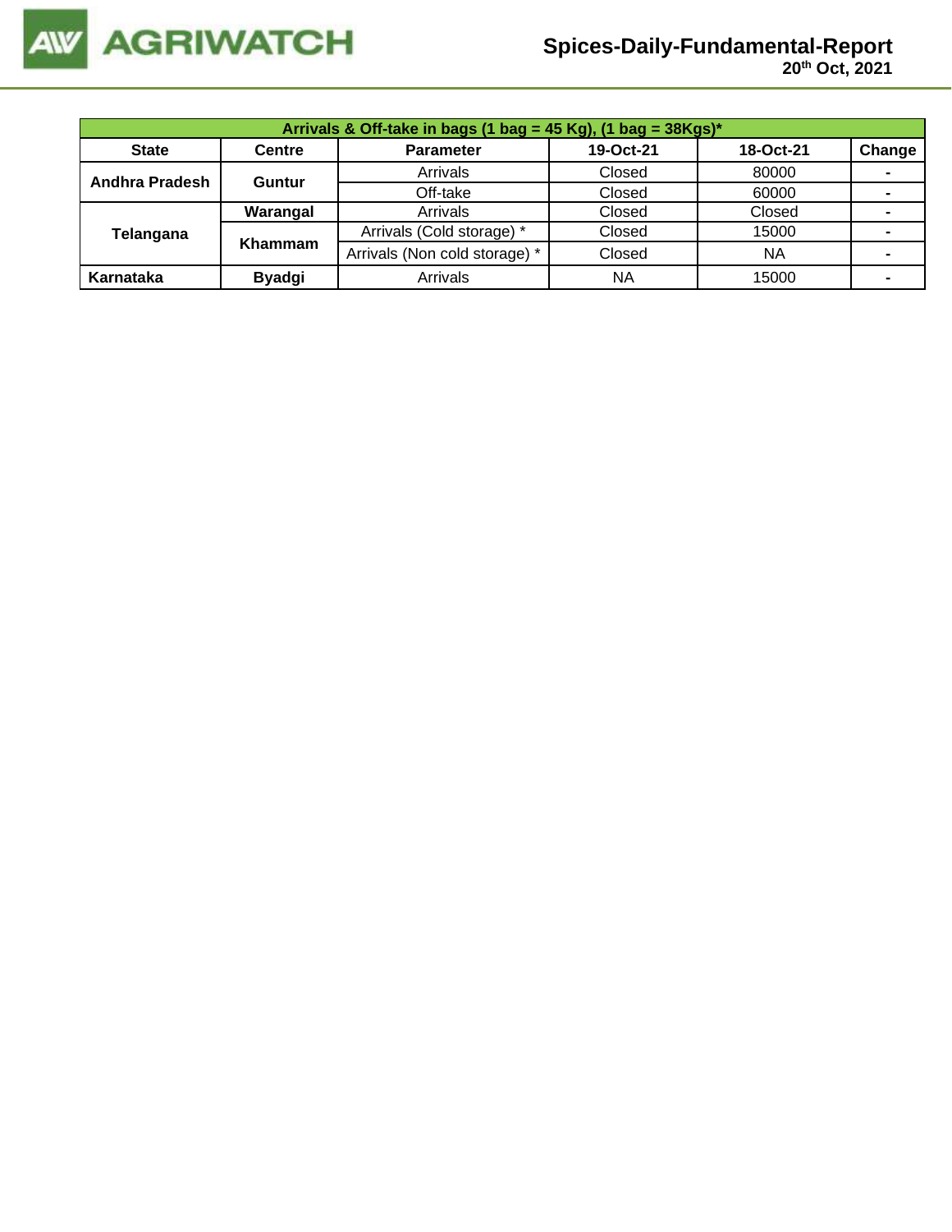| Arrivals & Off-take in bags (1 bag = 45 Kg), (1 bag = 38Kgs)* | | | | | |
|---|---|---|---|---|---|
| **State** | **Centre** | **Parameter** | **19-Oct-21** | **18-Oct-21** | **Change** |
| **Andhra Pradesh** | **Guntur** | Arrivals | Closed | 80000 | - |
| | | Off-take | Closed | 60000 | - |
| **Telangana** | **Warangal** | Arrivals | Closed | Closed | - |
| | **Khammam** | Arrivals (Cold storage) * | Closed | 15000 | - |
| | | Arrivals (Non cold storage) * | Closed | NA | - |
| **Karnataka** | **Byadgi** | Arrivals | NA | 15000 | - |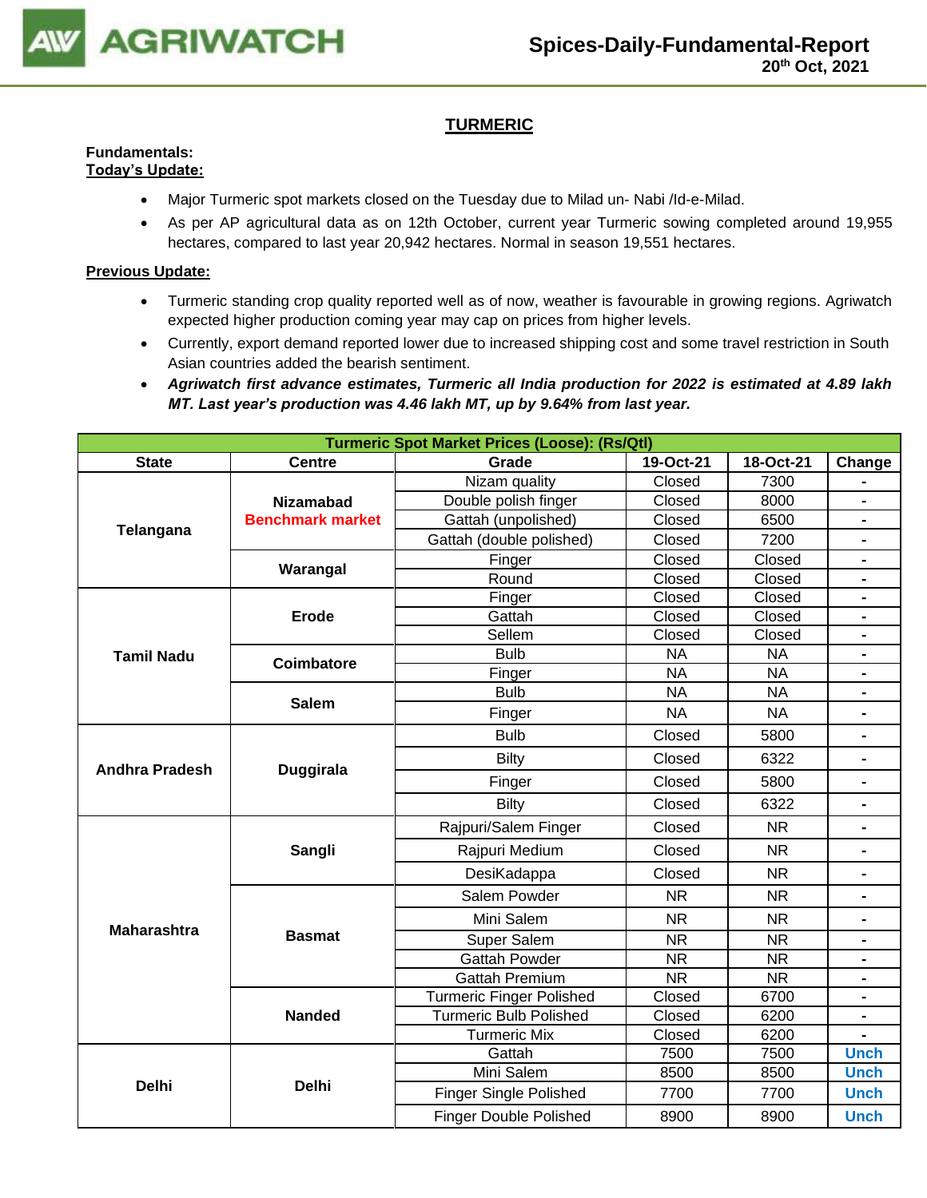## TURMERIC

**Fundamentals:**
**Today's Update:**

- Major Turmeric spot markets closed on the Tuesday due to Milad un- Nabi /Id-e-Milad.
- As per AP agricultural data as on 12th October, current year Turmeric sowing completed around 19,955 hectares, compared to last year 20,942 hectares. Normal in season 19,551 hectares.

**Previous Update:**

- Turmeric standing crop quality reported well as of now, weather is favourable in growing regions. Agriwatch expected higher production coming year may cap on prices from higher levels.
- Currently, export demand reported lower due to increased shipping cost and some travel restriction in South Asian countries added the bearish sentiment.
- ***Agriwatch first advance estimates, Turmeric all India production for 2022 is estimated at 4.89 lakh MT. Last year's production was 4.46 lakh MT, up by 9.64% from last year.***

| Turmeric Spot Market Prices (Loose): (Rs/Qtl) | | | | | |
|---|---|---|---|---|---|
| **State** | **Centre** | **Grade** | **19-Oct-21** | **18-Oct-21** | **Change** |
| **Telangana** | **Nizamabad Benchmark market** | Nizam quality | Closed | 7300 | - |
| | | Double polish finger | Closed | 8000 | - |
| | | Gattah (unpolished) | Closed | 6500 | - |
| | | Gattah (double polished) | Closed | 7200 | - |
| | **Warangal** | Finger | Closed | Closed | - |
| | | Round | Closed | Closed | - |
| **Tamil Nadu** | **Erode** | Finger | Closed | Closed | - |
| | | Gattah | Closed | Closed | - |
| | | Sellem | Closed | Closed | - |
| | **Coimbatore** | Bulb | NA | NA | - |
| | | Finger | NA | NA | - |
| | **Salem** | Bulb | NA | NA | - |
| | | Finger | NA | NA | - |
| **Andhra Pradesh** | **Duggirala** | Bulb | Closed | 5800 | - |
| | | Bilty | Closed | 6322 | - |
| | | Finger | Closed | 5800 | - |
| | | Bilty | Closed | 6322 | - |
| **Maharashtra** | **Sangli** | Rajpuri/Salem Finger | Closed | NR | - |
| | | Rajpuri Medium | Closed | NR | - |
| | | DesiKadappa | Closed | NR | - |
| | **Basmat** | Salem Powder | NR | NR | - |
| | | Mini Salem | NR | NR | - |
| | | Super Salem | NR | NR | - |
| | | Gattah Powder | NR | NR | - |
| | | Gattah Premium | NR | NR | - |
| | **Nanded** | Turmeric Finger Polished | Closed | 6700 | - |
| | | Turmeric Bulb Polished | Closed | 6200 | - |
| | | Turmeric Mix | Closed | 6200 | - |
| **Delhi** | **Delhi** | Gattah | 7500 | 7500 | Unch |
| | | Mini Salem | 8500 | 8500 | Unch |
| | | Finger Single Polished | 7700 | 7700 | Unch |
| | | Finger Double Polished | 8900 | 8900 | Unch |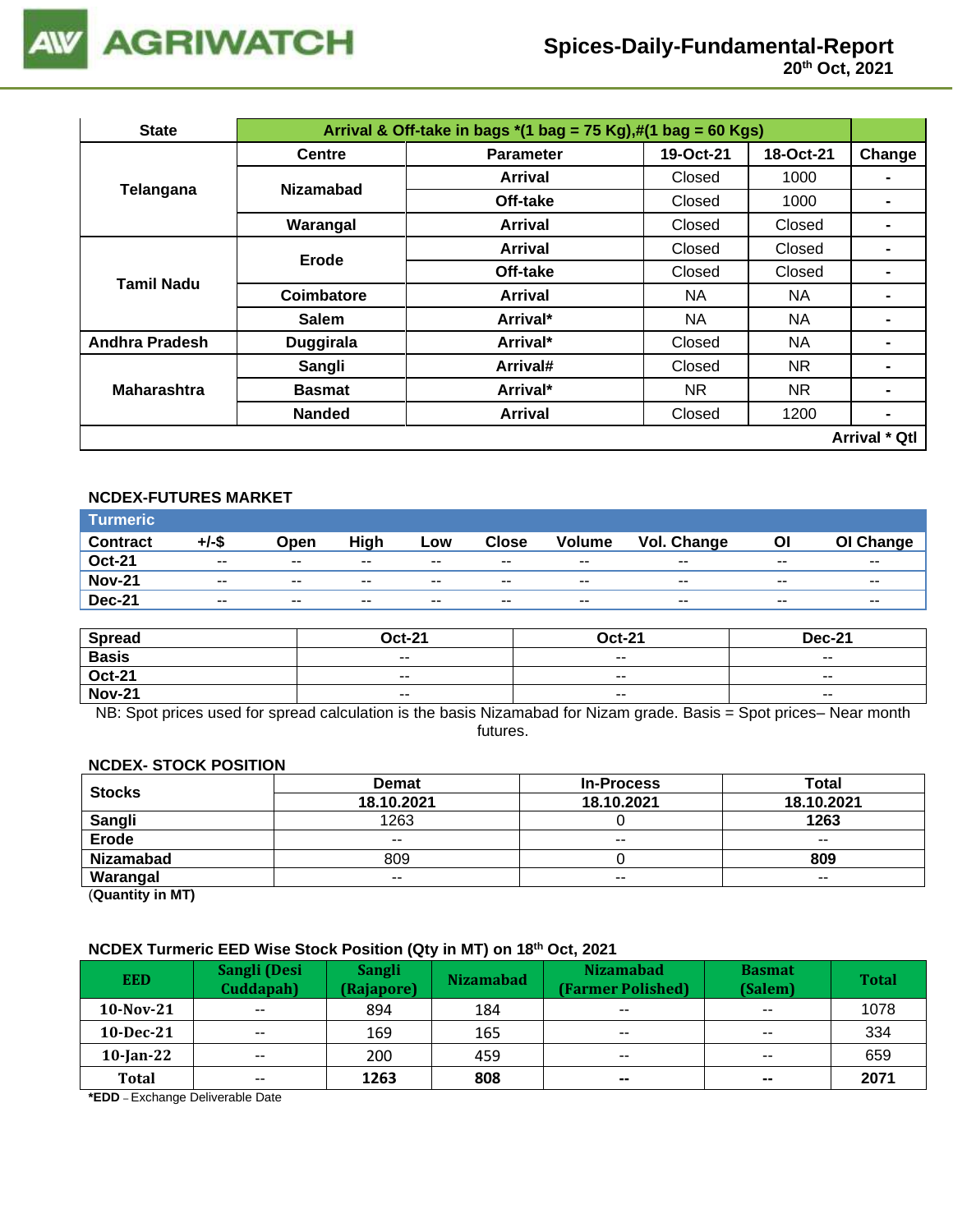| State | Arrival & Off-take in bags *(1 bag = 75 Kg),#(1 bag = 60 Kgs) | | | | |
|---|---|---|---|---|---|
| | Centre | Parameter | 19-Oct-21 | 18-Oct-21 | Change |
| Telangana | Nizamabad | Arrival | Closed | 1000 | - |
| | | Off-take | Closed | 1000 | - |
| | Warangal | Arrival | Closed | Closed | - |
| Tamil Nadu | Erode | Arrival | Closed | Closed | - |
| | | Off-take | Closed | Closed | - |
| | Coimbatore | Arrival | NA | NA | - |
| | Salem | Arrival* | NA | NA | - |
| Andhra Pradesh | Duggirala | Arrival* | Closed | NA | - |
| Maharashtra | Sangli | Arrival# | Closed | NR | - |
| | Basmat | Arrival* | NR | NR | - |
| | Nanded | Arrival | Closed | 1200 | - |

Arrival * Qtl

### NCDEX-FUTURES MARKET

**Turmeric**

| Contract | +/-$ | Open | High | Low | Close | Volume | Vol. Change | OI | OI Change |
|---|---|---|---|---|---|---|---|---|---|
| Oct-21 | -- | -- | -- | -- | -- | -- | -- | -- | -- |
| Nov-21 | -- | -- | -- | -- | -- | -- | -- | -- | -- |
| Dec-21 | -- | -- | -- | -- | -- | -- | -- | -- | -- |

| Spread | Oct-21 | Oct-21 | Dec-21 |
|---|---|---|---|
| Basis | -- | -- | -- |
| Oct-21 | -- | -- | -- |
| Nov-21 | -- | -- | -- |

NB: Spot prices used for spread calculation is the basis Nizamabad for Nizam grade. Basis = Spot prices– Near month futures.

### NCDEX- STOCK POSITION

| Stocks | Demat | In-Process | Total |
|---|---|---|---|
| | 18.10.2021 | 18.10.2021 | 18.10.2021 |
| Sangli | 1263 | 0 | **1263** |
| Erode | -- | -- | -- |
| Nizamabad | 809 | 0 | **809** |
| Warangal | -- | -- | -- |

(**Quantity in MT)**

### NCDEX Turmeric EED Wise Stock Position (Qty in MT) on 18th Oct, 2021

| EED | Sangli (Desi Cuddapah) | Sangli (Rajapore) | Nizamabad | Nizamabad (Farmer Polished) | Basmat (Salem) | Total |
|---|---|---|---|---|---|---|
| 10-Nov-21 | -- | 894 | 184 | -- | -- | 1078 |
| 10-Dec-21 | -- | 169 | 165 | -- | -- | 334 |
| 10-Jan-22 | -- | 200 | 459 | -- | -- | 659 |
| Total | -- | **1263** | **808** | **--** | **--** | **2071** |

***EDD** – Exchange Deliverable Date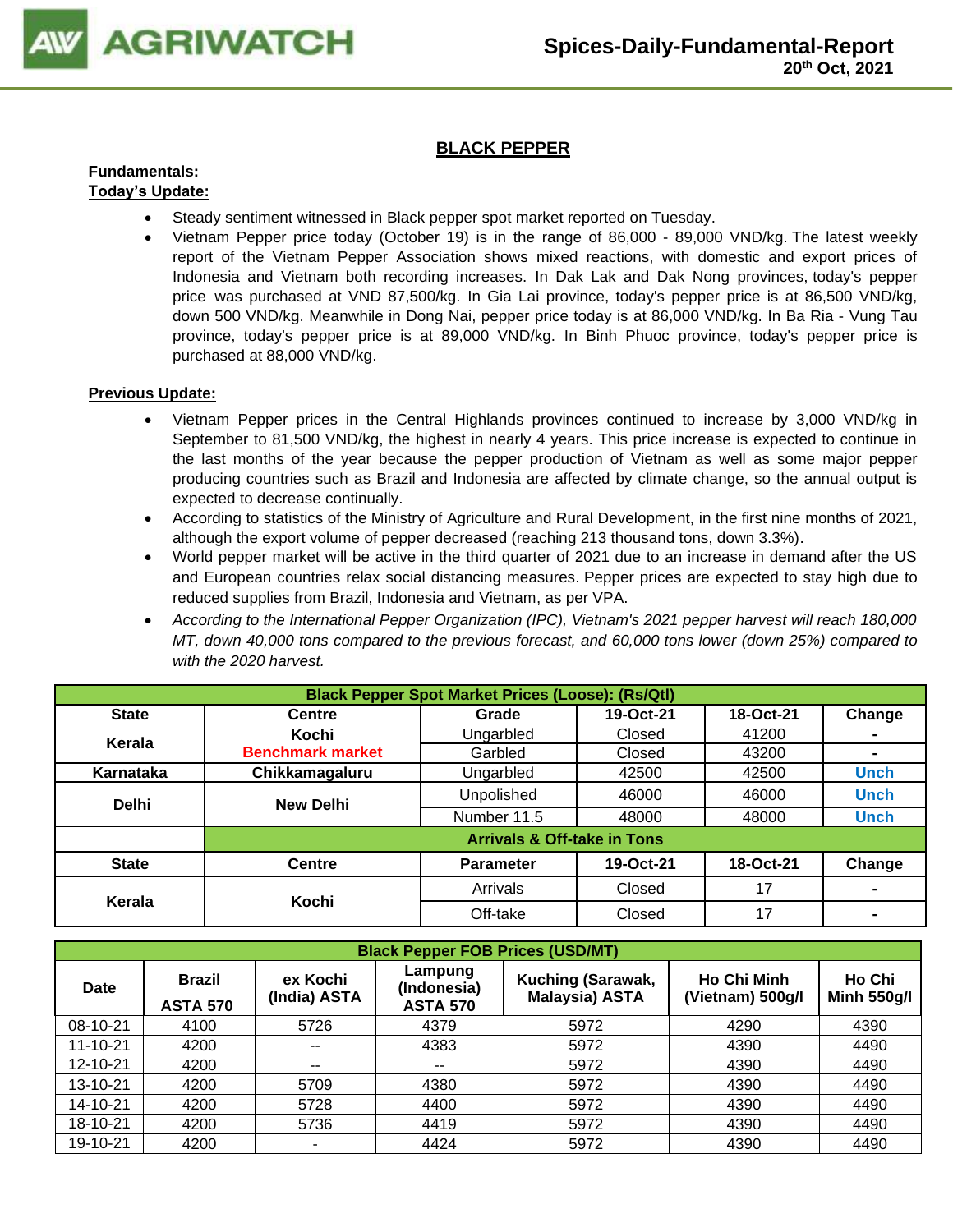# BLACK PEPPER

**Fundamentals:**

**Today's Update:**

- Steady sentiment witnessed in Black pepper spot market reported on Tuesday.
- Vietnam Pepper price today (October 19) is in the range of 86,000 - 89,000 VND/kg. The latest weekly report of the Vietnam Pepper Association shows mixed reactions, with domestic and export prices of Indonesia and Vietnam both recording increases. In Dak Lak and Dak Nong provinces, today's pepper price was purchased at VND 87,500/kg. In Gia Lai province, today's pepper price is at 86,500 VND/kg, down 500 VND/kg. Meanwhile in Dong Nai, pepper price today is at 86,000 VND/kg. In Ba Ria - Vung Tau province, today's pepper price is at 89,000 VND/kg. In Binh Phuoc province, today's pepper price is purchased at 88,000 VND/kg.

**Previous Update:**

- Vietnam Pepper prices in the Central Highlands provinces continued to increase by 3,000 VND/kg in September to 81,500 VND/kg, the highest in nearly 4 years. This price increase is expected to continue in the last months of the year because the pepper production of Vietnam as well as some major pepper producing countries such as Brazil and Indonesia are affected by climate change, so the annual output is expected to decrease continually.
- According to statistics of the Ministry of Agriculture and Rural Development, in the first nine months of 2021, although the export volume of pepper decreased (reaching 213 thousand tons, down 3.3%).
- World pepper market will be active in the third quarter of 2021 due to an increase in demand after the US and European countries relax social distancing measures. Pepper prices are expected to stay high due to reduced supplies from Brazil, Indonesia and Vietnam, as per VPA.
- *According to the International Pepper Organization (IPC), Vietnam's 2021 pepper harvest will reach 180,000 MT, down 40,000 tons compared to the previous forecast, and 60,000 tons lower (down 25%) compared to with the 2020 harvest.*

| Black Pepper Spot Market Prices (Loose): (Rs/Qtl) | | | | | |
|---|---|---|---|---|---|
| **State** | **Centre** | **Grade** | **19-Oct-21** | **18-Oct-21** | **Change** |
| Kerala | Kochi Benchmark market | Ungarbled | Closed | 41200 | - |
| | | Garbled | Closed | 43200 | - |
| Karnataka | Chikkamagaluru | Ungarbled | 42500 | 42500 | Unch |
| Delhi | New Delhi | Unpolished | 46000 | 46000 | Unch |
| | | Number 11.5 | 48000 | 48000 | Unch |
| | **Arrivals & Off-take in Tons** | | | | |
| **State** | **Centre** | **Parameter** | **19-Oct-21** | **18-Oct-21** | **Change** |
| Kerala | Kochi | Arrivals | Closed | 17 | - |
| | | Off-take | Closed | 17 | - |

| Black Pepper FOB Prices (USD/MT) | | | | | | |
|---|---|---|---|---|---|---|
| **Date** | **Brazil ASTA 570** | **ex Kochi (India) ASTA** | **Lampung (Indonesia) ASTA 570** | **Kuching (Sarawak, Malaysia) ASTA** | **Ho Chi Minh (Vietnam) 500g/l** | **Ho Chi Minh 550g/l** |
| 08-10-21 | 4100 | 5726 | 4379 | 5972 | 4290 | 4390 |
| 11-10-21 | 4200 | -- | 4383 | 5972 | 4390 | 4490 |
| 12-10-21 | 4200 | -- | -- | 5972 | 4390 | 4490 |
| 13-10-21 | 4200 | 5709 | 4380 | 5972 | 4390 | 4490 |
| 14-10-21 | 4200 | 5728 | 4400 | 5972 | 4390 | 4490 |
| 18-10-21 | 4200 | 5736 | 4419 | 5972 | 4390 | 4490 |
| 19-10-21 | 4200 | - | 4424 | 5972 | 4390 | 4490 |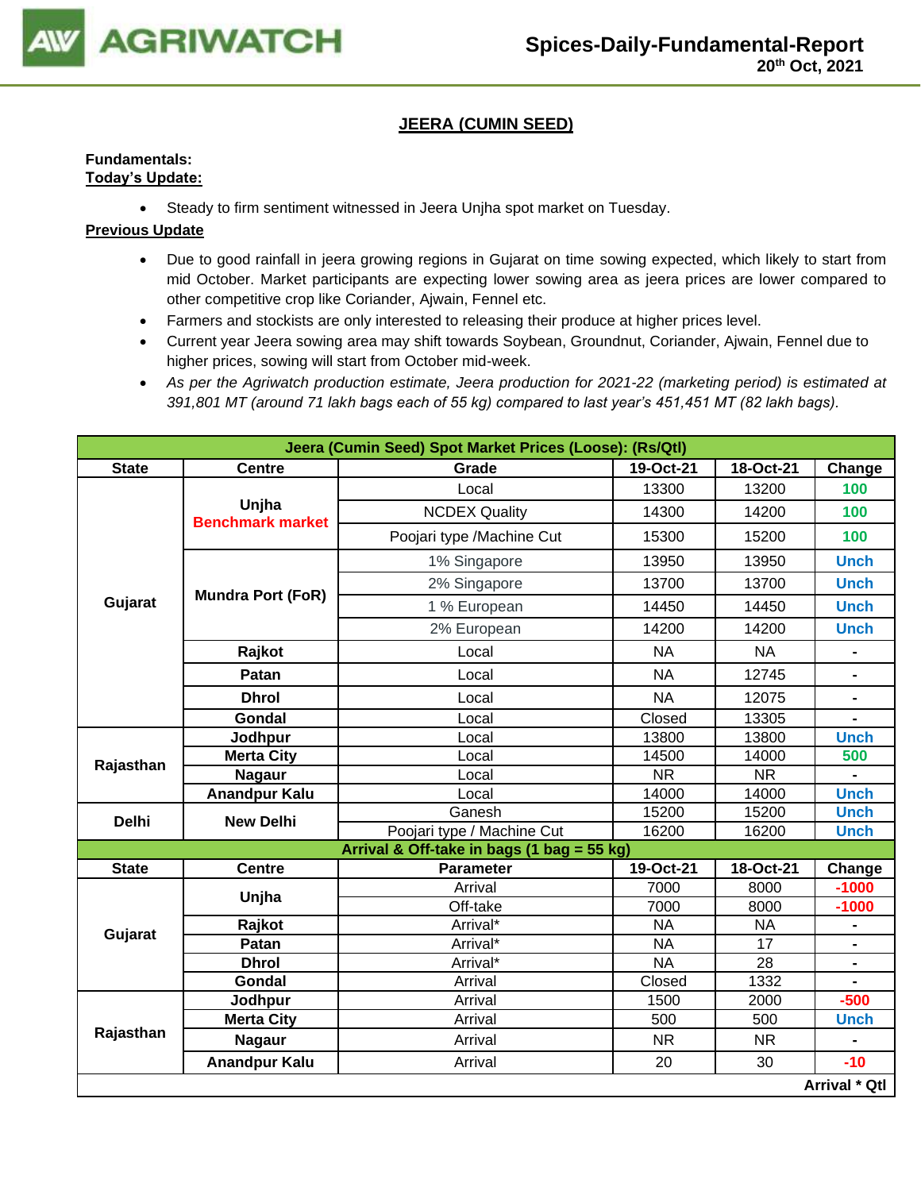# JEERA (CUMIN SEED)

**Fundamentals:**
**Today's Update:**

- Steady to firm sentiment witnessed in Jeera Unjha spot market on Tuesday.

**Previous Update**

- Due to good rainfall in jeera growing regions in Gujarat on time sowing expected, which likely to start from mid October. Market participants are expecting lower sowing area as jeera prices are lower compared to other competitive crop like Coriander, Ajwain, Fennel etc.
- Farmers and stockists are only interested to releasing their produce at higher prices level.
- Current year Jeera sowing area may shift towards Soybean, Groundnut, Coriander, Ajwain, Fennel due to higher prices, sowing will start from October mid-week.
- *As per the Agriwatch production estimate, Jeera production for 2021-22 (marketing period) is estimated at 391,801 MT (around 71 lakh bags each of 55 kg) compared to last year's 451,451 MT (82 lakh bags).*

| Jeera (Cumin Seed) Spot Market Prices (Loose): (Rs/Qtl) | | | | | |
|---|---|---|---|---|---|
| **State** | **Centre** | **Grade** | **19-Oct-21** | **18-Oct-21** | **Change** |
| Gujarat | Unjha Benchmark market | Local | 13300 | 13200 | 100 |
| | | NCDEX Quality | 14300 | 14200 | 100 |
| | | Poojari type /Machine Cut | 15300 | 15200 | 100 |
| | Mundra Port (FoR) | 1% Singapore | 13950 | 13950 | Unch |
| | | 2% Singapore | 13700 | 13700 | Unch |
| | | 1 % European | 14450 | 14450 | Unch |
| | | 2% European | 14200 | 14200 | Unch |
| | Rajkot | Local | NA | NA | - |
| | Patan | Local | NA | 12745 | - |
| | Dhrol | Local | NA | 12075 | - |
| | Gondal | Local | Closed | 13305 | - |
| Rajasthan | Jodhpur | Local | 13800 | 13800 | Unch |
| | Merta City | Local | 14500 | 14000 | 500 |
| | Nagaur | Local | NR | NR | - |
| | Anandpur Kalu | Local | 14000 | 14000 | Unch |
| Delhi | New Delhi | Ganesh | 15200 | 15200 | Unch |
| | | Poojari type / Machine Cut | 16200 | 16200 | Unch |
| **Arrival & Off-take in bags (1 bag = 55 kg)** | | | | | |
| **State** | **Centre** | **Parameter** | **19-Oct-21** | **18-Oct-21** | **Change** |
| Gujarat | Unjha | Arrival | 7000 | 8000 | -1000 |
| | | Off-take | 7000 | 8000 | -1000 |
| | Rajkot | Arrival* | NA | NA | - |
| | Patan | Arrival* | NA | 17 | - |
| | Dhrol | Arrival* | NA | 28 | - |
| | Gondal | Arrival | Closed | 1332 | - |
| Rajasthan | Jodhpur | Arrival | 1500 | 2000 | -500 |
| | Merta City | Arrival | 500 | 500 | Unch |
| | Nagaur | Arrival | NR | NR | - |
| | Anandpur Kalu | Arrival | 20 | 30 | -10 |
| | | | | | **Arrival * Qtl** |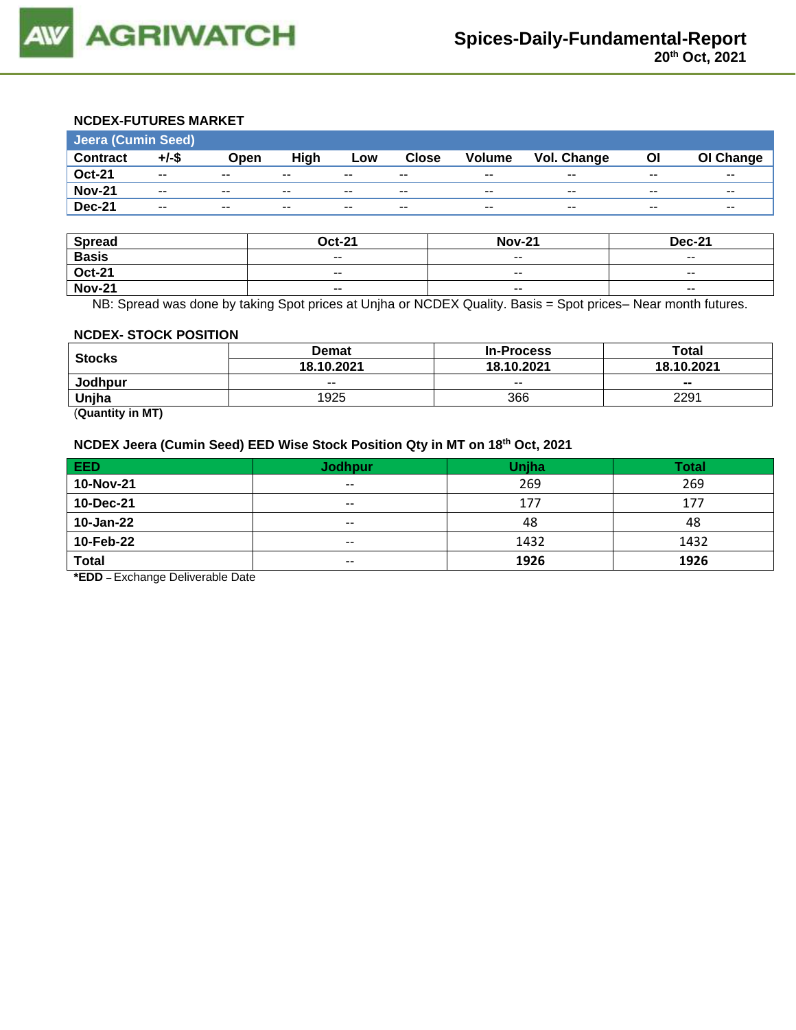### NCDEX-FUTURES MARKET

| Jeera (Cumin Seed) | | | | | | | | | |
|---|---|---|---|---|---|---|---|---|---|
| Contract | +/-$ | Open | High | Low | Close | Volume | Vol. Change | OI | OI Change |
| Oct-21 | -- | -- | -- | -- | -- | -- | -- | -- | -- |
| Nov-21 | -- | -- | -- | -- | -- | -- | -- | -- | -- |
| Dec-21 | -- | -- | -- | -- | -- | -- | -- | -- | -- |

| Spread | Oct-21 | Nov-21 | Dec-21 |
|---|---|---|---|
| Basis | -- | -- | -- |
| Oct-21 | -- | -- | -- |
| Nov-21 | -- | -- | -- |

NB: Spread was done by taking Spot prices at Unjha or NCDEX Quality. Basis = Spot prices– Near month futures.

### NCDEX- STOCK POSITION

| Stocks | Demat | In-Process | Total |
|---|---|---|---|
| | 18.10.2021 | 18.10.2021 | 18.10.2021 |
| Jodhpur | -- | -- | -- |
| Unjha | 1925 | 366 | 2291 |

(**Quantity in MT)**

### NCDEX Jeera (Cumin Seed) EED Wise Stock Position Qty in MT on 18th Oct, 2021

| EED | Jodhpur | Unjha | Total |
|---|---|---|---|
| 10-Nov-21 | -- | 269 | 269 |
| 10-Dec-21 | -- | 177 | 177 |
| 10-Jan-22 | -- | 48 | 48 |
| 10-Feb-22 | -- | 1432 | 1432 |
| **Total** | -- | **1926** | **1926** |

***EDD** – Exchange Deliverable Date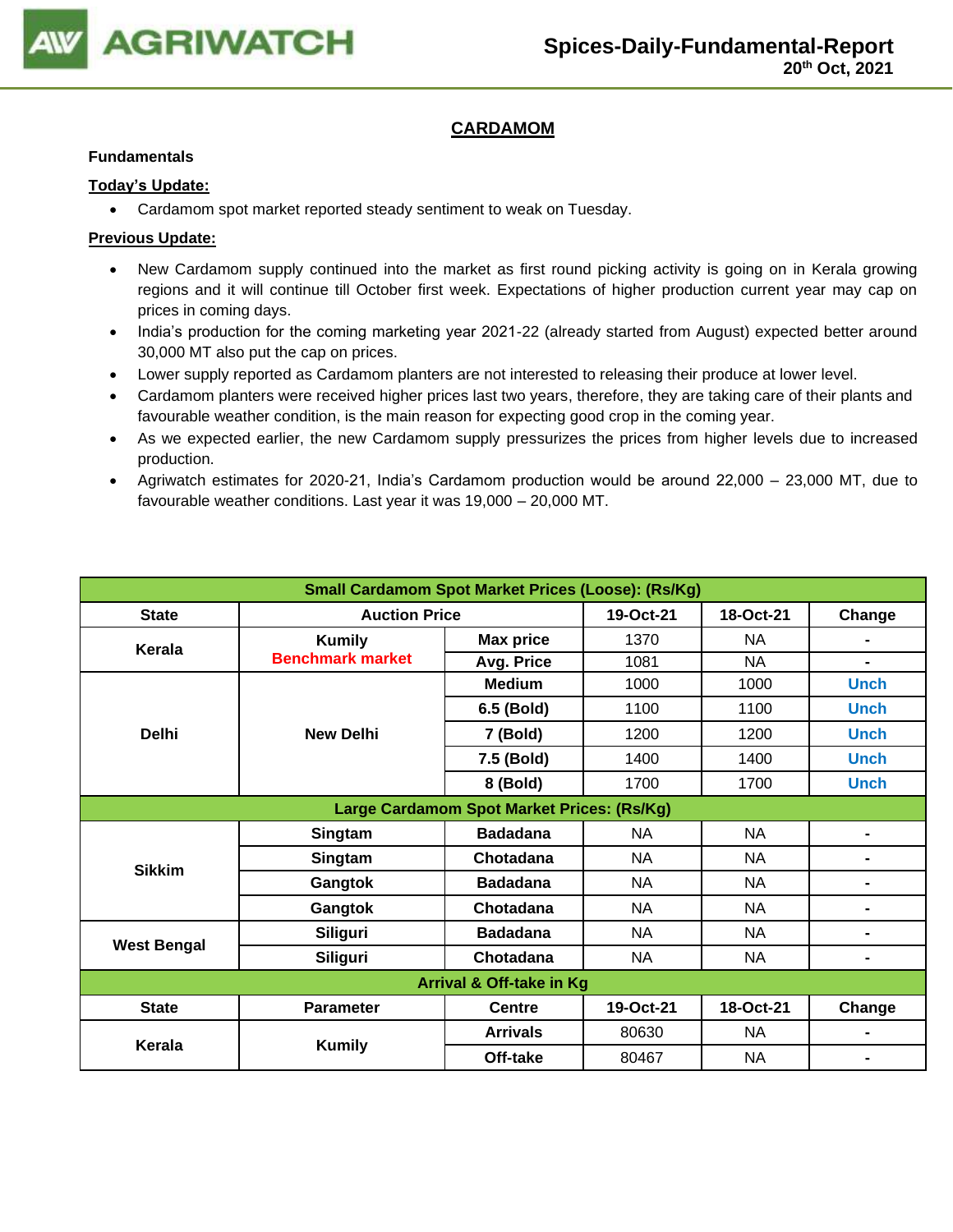## CARDAMOM

**Fundamentals**

**Today's Update:**

- Cardamom spot market reported steady sentiment to weak on Tuesday.

**Previous Update:**

- New Cardamom supply continued into the market as first round picking activity is going on in Kerala growing regions and it will continue till October first week. Expectations of higher production current year may cap on prices in coming days.
- India's production for the coming marketing year 2021-22 (already started from August) expected better around 30,000 MT also put the cap on prices.
- Lower supply reported as Cardamom planters are not interested to releasing their produce at lower level.
- Cardamom planters were received higher prices last two years, therefore, they are taking care of their plants and favourable weather condition, is the main reason for expecting good crop in the coming year.
- As we expected earlier, the new Cardamom supply pressurizes the prices from higher levels due to increased production.
- Agriwatch estimates for 2020-21, India's Cardamom production would be around 22,000 – 23,000 MT, due to favourable weather conditions. Last year it was 19,000 – 20,000 MT.

| Small Cardamom Spot Market Prices (Loose): (Rs/Kg) | | | | | |
|---|---|---|---|---|---|
| **State** | **Auction Price** | | **19-Oct-21** | **18-Oct-21** | **Change** |
| **Kerala** | **Kumily** Benchmark market | **Max price** | 1370 | NA | - |
| | | **Avg. Price** | 1081 | NA | - |
| **Delhi** | **New Delhi** | **Medium** | 1000 | 1000 | Unch |
| | | **6.5 (Bold)** | 1100 | 1100 | Unch |
| | | **7 (Bold)** | 1200 | 1200 | Unch |
| | | **7.5 (Bold)** | 1400 | 1400 | Unch |
| | | **8 (Bold)** | 1700 | 1700 | Unch |
| **Large Cardamom Spot Market Prices: (Rs/Kg)** | | | | | |
| **Sikkim** | **Singtam** | **Badadana** | NA | NA | - |
| | **Singtam** | **Chotadana** | NA | NA | - |
| | **Gangtok** | **Badadana** | NA | NA | - |
| | **Gangtok** | **Chotadana** | NA | NA | - |
| **West Bengal** | **Siliguri** | **Badadana** | NA | NA | - |
| | **Siliguri** | **Chotadana** | NA | NA | - |
| **Arrival & Off-take in Kg** | | | | | |
| **State** | **Parameter** | **Centre** | **19-Oct-21** | **18-Oct-21** | **Change** |
| **Kerala** | **Kumily** | **Arrivals** | 80630 | NA | - |
| | | **Off-take** | 80467 | NA | - |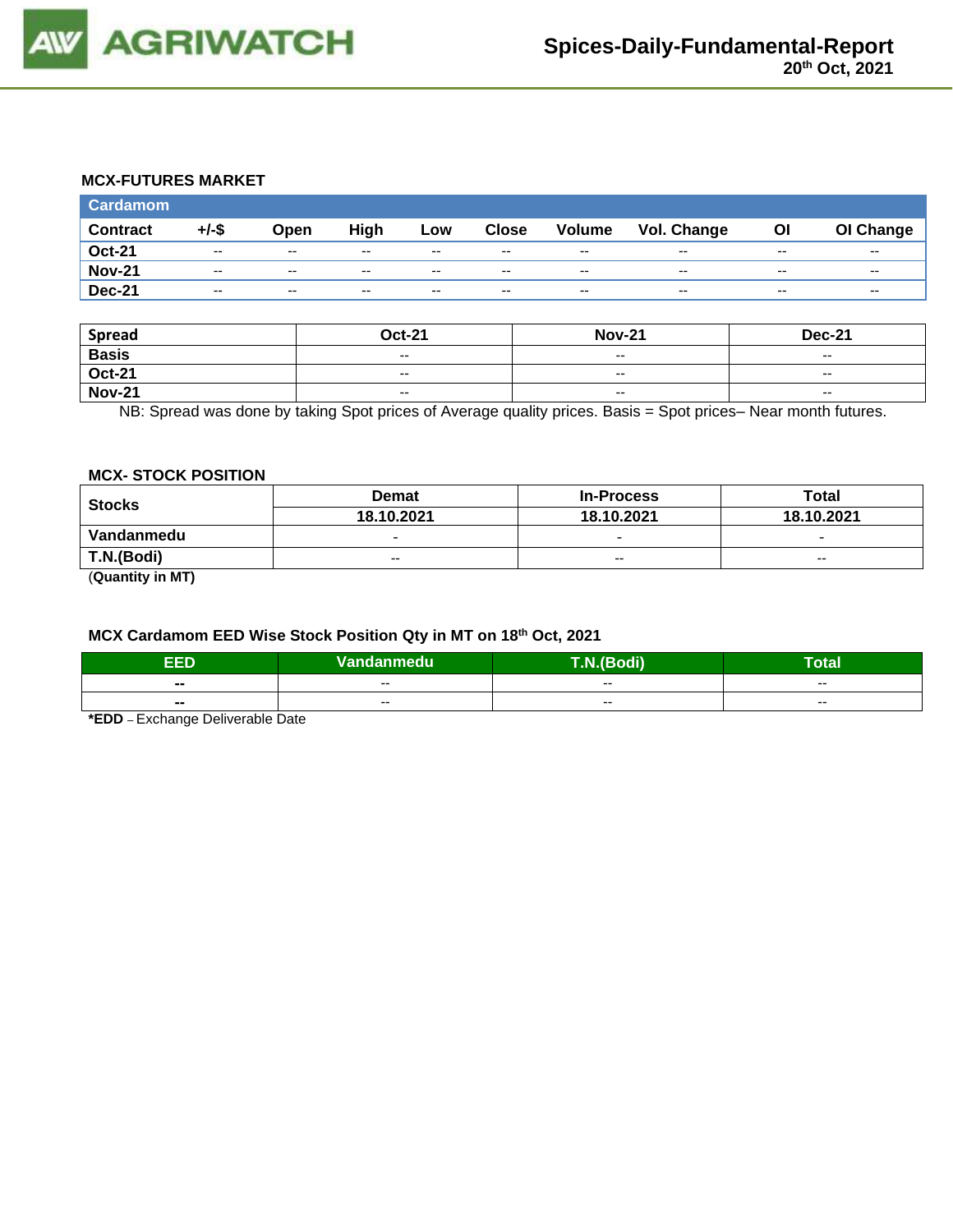## MCX-FUTURES MARKET

| Cardamom | | | | | | | | | |
|---|---|---|---|---|---|---|---|---|---|
| **Contract** | **+/-$** | **Open** | **High** | **Low** | **Close** | **Volume** | **Vol. Change** | **OI** | **OI Change** |
| **Oct-21** | -- | -- | -- | -- | -- | -- | -- | -- | -- |
| **Nov-21** | -- | -- | -- | -- | -- | -- | -- | -- | -- |
| **Dec-21** | -- | -- | -- | -- | -- | -- | -- | -- | -- |

| **Spread** | **Oct-21** | **Nov-21** | **Dec-21** |
|---|---|---|---|
| **Basis** | -- | -- | -- |
| **Oct-21** | -- | -- | -- |
| **Nov-21** | -- | -- | -- |

NB: Spread was done by taking Spot prices of Average quality prices. Basis = Spot prices– Near month futures.

## MCX- STOCK POSITION

| **Stocks** | **Demat** | **In-Process** | **Total** |
|---|---|---|---|
| | **18.10.2021** | **18.10.2021** | **18.10.2021** |
| **Vandanmedu** | - | - | - |
| **T.N.(Bodi)** | -- | -- | -- |

(**Quantity in MT)**

## MCX Cardamom EED Wise Stock Position Qty in MT on 18th Oct, 2021

| EED | Vandanmedu | T.N.(Bodi) | Total |
|---|---|---|---|
| **--** | -- | -- | -- |
| **--** | -- | -- | -- |

***EDD** – Exchange Deliverable Date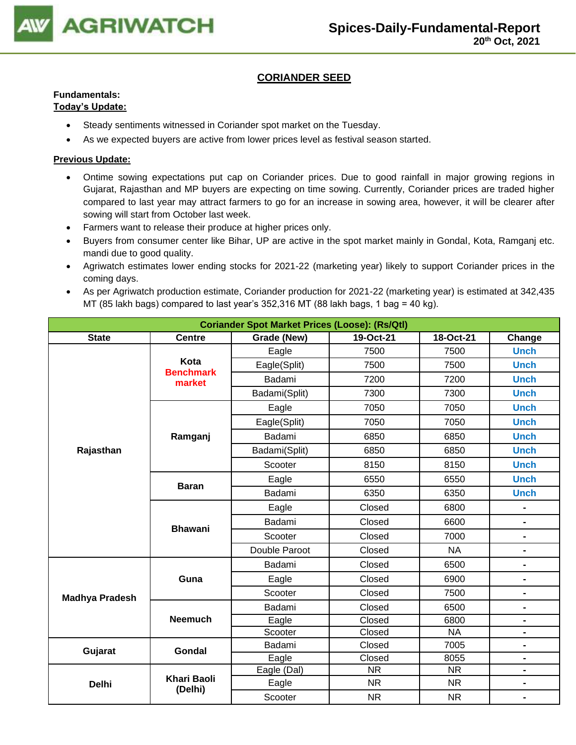## CORIANDER SEED

**Fundamentals:**

**Today's Update:**

- Steady sentiments witnessed in Coriander spot market on the Tuesday.
- As we expected buyers are active from lower prices level as festival season started.

**Previous Update:**

- Ontime sowing expectations put cap on Coriander prices. Due to good rainfall in major growing regions in Gujarat, Rajasthan and MP buyers are expecting on time sowing. Currently, Coriander prices are traded higher compared to last year may attract farmers to go for an increase in sowing area, however, it will be clearer after sowing will start from October last week.
- Farmers want to release their produce at higher prices only.
- Buyers from consumer center like Bihar, UP are active in the spot market mainly in Gondal, Kota, Ramganj etc. mandi due to good quality.
- Agriwatch estimates lower ending stocks for 2021-22 (marketing year) likely to support Coriander prices in the coming days.
- As per Agriwatch production estimate, Coriander production for 2021-22 (marketing year) is estimated at 342,435 MT (85 lakh bags) compared to last year's 352,316 MT (88 lakh bags, 1 bag = 40 kg).

| Coriander Spot Market Prices (Loose): (Rs/Qtl) | | | | | |
|---|---|---|---|---|---|
| **State** | **Centre** | **Grade (New)** | **19-Oct-21** | **18-Oct-21** | **Change** |
| Rajasthan | Kota Benchmark market | Eagle | 7500 | 7500 | Unch |
| | | Eagle(Split) | 7500 | 7500 | Unch |
| | | Badami | 7200 | 7200 | Unch |
| | | Badami(Split) | 7300 | 7300 | Unch |
| | Ramganj | Eagle | 7050 | 7050 | Unch |
| | | Eagle(Split) | 7050 | 7050 | Unch |
| | | Badami | 6850 | 6850 | Unch |
| | | Badami(Split) | 6850 | 6850 | Unch |
| | | Scooter | 8150 | 8150 | Unch |
| | Baran | Eagle | 6550 | 6550 | Unch |
| | | Badami | 6350 | 6350 | Unch |
| | Bhawani | Eagle | Closed | 6800 | - |
| | | Badami | Closed | 6600 | - |
| | | Scooter | Closed | 7000 | - |
| | | Double Paroot | Closed | NA | - |
| Madhya Pradesh | Guna | Badami | Closed | 6500 | - |
| | | Eagle | Closed | 6900 | - |
| | | Scooter | Closed | 7500 | - |
| | Neemuch | Badami | Closed | 6500 | - |
| | | Eagle | Closed | 6800 | - |
| | | Scooter | Closed | NA | - |
| Gujarat | Gondal | Badami | Closed | 7005 | - |
| | | Eagle | Closed | 8055 | - |
| Delhi | Khari Baoli (Delhi) | Eagle (Dal) | NR | NR | - |
| | | Eagle | NR | NR | - |
| | | Scooter | NR | NR | - |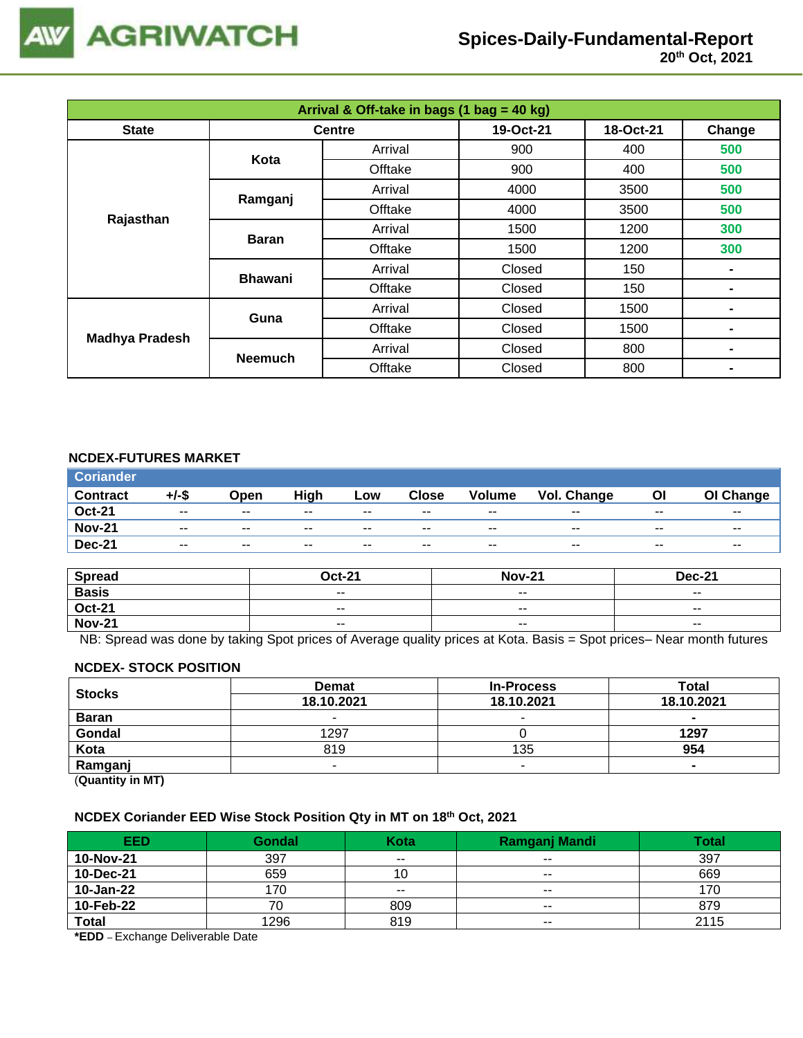# Spices-Daily-Fundamental-Report

20th Oct, 2021

| Arrival & Off-take in bags (1 bag = 40 kg) | | | | | |
|---|---|---|---|---|---|
| State | Centre | | 19-Oct-21 | 18-Oct-21 | Change |
| Rajasthan | Kota | Arrival | 900 | 400 | 500 |
| | | Offtake | 900 | 400 | 500 |
| | Ramganj | Arrival | 4000 | 3500 | 500 |
| | | Offtake | 4000 | 3500 | 500 |
| | Baran | Arrival | 1500 | 1200 | 300 |
| | | Offtake | 1500 | 1200 | 300 |
| | Bhawani | Arrival | Closed | 150 | - |
| | | Offtake | Closed | 150 | - |
| Madhya Pradesh | Guna | Arrival | Closed | 1500 | - |
| | | Offtake | Closed | 1500 | - |
| | Neemuch | Arrival | Closed | 800 | - |
| | | Offtake | Closed | 800 | - |

### NCDEX-FUTURES MARKET

| Coriander | | | | | | | | | |
|---|---|---|---|---|---|---|---|---|---|
| Contract | +/-$ | Open | High | Low | Close | Volume | Vol. Change | OI | OI Change |
| Oct-21 | -- | -- | -- | -- | -- | -- | -- | -- | -- |
| Nov-21 | -- | -- | -- | -- | -- | -- | -- | -- | -- |
| Dec-21 | -- | -- | -- | -- | -- | -- | -- | -- | -- |

| Spread | Oct-21 | Nov-21 | Dec-21 |
|---|---|---|---|
| Basis | -- | -- | -- |
| Oct-21 | -- | -- | -- |
| Nov-21 | -- | -- | -- |

NB: Spread was done by taking Spot prices of Average quality prices at Kota. Basis = Spot prices– Near month futures

### NCDEX- STOCK POSITION

| Stocks | Demat | In-Process | Total |
|---|---|---|---|
| | 18.10.2021 | 18.10.2021 | 18.10.2021 |
| Baran | - | - | - |
| Gondal | 1297 | 0 | 1297 |
| Kota | 819 | 135 | 954 |
| Ramganj | - | - | - |

(Quantity in MT)

### NCDEX Coriander EED Wise Stock Position Qty in MT on 18th Oct, 2021

| EED | Gondal | Kota | Ramganj Mandi | Total |
|---|---|---|---|---|
| 10-Nov-21 | 397 | -- | -- | 397 |
| 10-Dec-21 | 659 | 10 | -- | 669 |
| 10-Jan-22 | 170 | -- | -- | 170 |
| 10-Feb-22 | 70 | 809 | -- | 879 |
| Total | 1296 | 819 | -- | 2115 |

**\*EDD** – Exchange Deliverable Date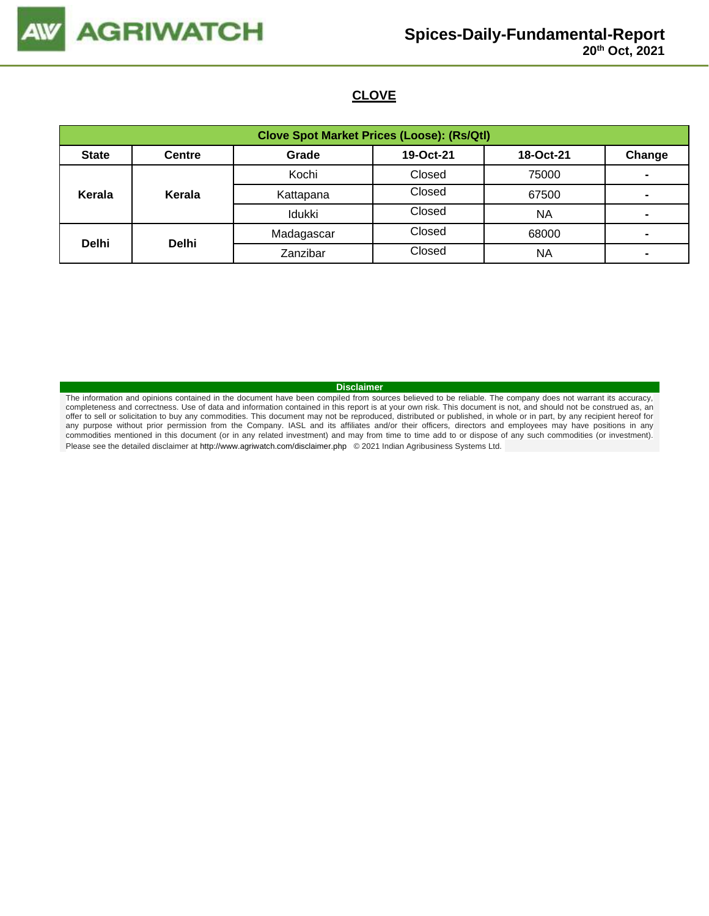## CLOVE

| Clove Spot Market Prices (Loose): (Rs/Qtl) | | | | | |
|---|---|---|---|---|---|
| **State** | **Centre** | **Grade** | **19-Oct-21** | **18-Oct-21** | **Change** |
| **Kerala** | **Kerala** | Kochi | Closed | 75000 | - |
| | | Kattapana | Closed | 67500 | - |
| | | Idukki | Closed | NA | - |
| **Delhi** | **Delhi** | Madagascar | Closed | 68000 | - |
| | | Zanzibar | Closed | NA | - |

**Disclaimer**

The information and opinions contained in the document have been compiled from sources believed to be reliable. The company does not warrant its accuracy, completeness and correctness. Use of data and information contained in this report is at your own risk. This document is not, and should not be construed as, an offer to sell or solicitation to buy any commodities. This document may not be reproduced, distributed or published, in whole or in part, by any recipient hereof for any purpose without prior permission from the Company. IASL and its affiliates and/or their officers, directors and employees may have positions in any commodities mentioned in this document (or in any related investment) and may from time to time add to or dispose of any such commodities (or investment). Please see the detailed disclaimer at http://www.agriwatch.com/disclaimer.php © 2021 Indian Agribusiness Systems Ltd.